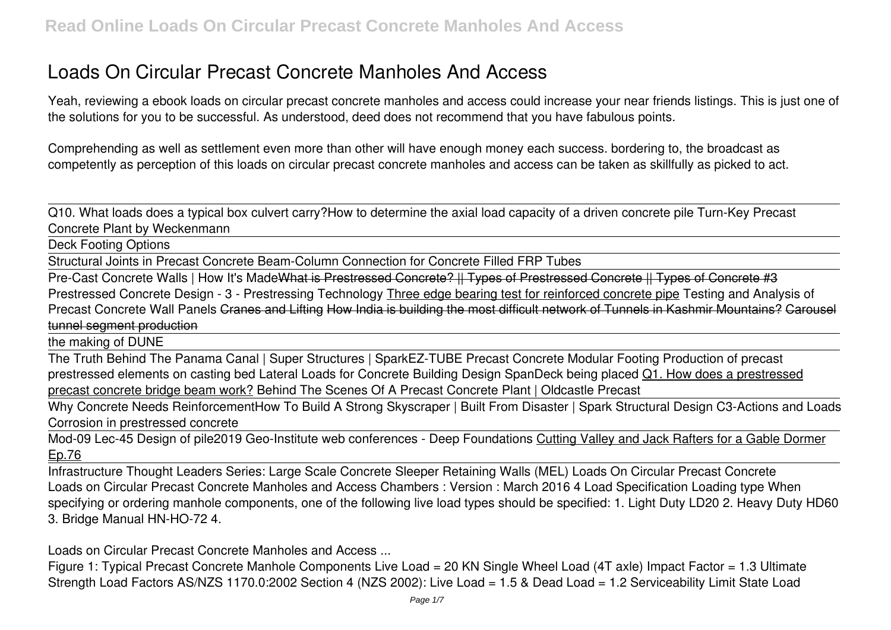# Loads On Circular Precast Concrete Manholes And Access

Yeah, reviewing a ebook loads on circular precast concrete manholes and access could increase your near friends listings. This is just one of the solutions for you to be successful. As understood, deed does not recommend that you have fabulous points.

Comprehending as well as settlement even more than other will have enough money each success. bordering to, the broadcast as competently as perception of this loads on circular precast concrete manholes and access can be taken as skillfully as picked to act.

Q10. What loads does a typical box culvert carry? How to determine the axial load capacity of a driven concrete pile Turn-Key Precast Concrete Plant by Weckenmann

Deck Footing Options

Structural Joints in Precast Concrete Beam-Column Connection for Concrete Filled FRP Tubes

Pre-Cast Concrete Walls | How It's Made ~~What is Prestressed Concrete? || Types of Prestressed Concrete || Types of Concrete #3~~ Prestressed Concrete Design - 3 - Prestressing Technology Three edge bearing test for reinforced concrete pipe Testing and Analysis of Precast Concrete Wall Panels ~~Cranes and Lifting How India is building the most difficult network of Tunnels in Kashmir Mountains? Carousel tunnel segment production~~

the making of DUNE

The Truth Behind The Panama Canal | Super Structures | Spark EZ-TUBE Precast Concrete Modular Footing Production of precast prestressed elements on casting bed Lateral Loads for Concrete Building Design SpanDeck being placed Q1. How does a prestressed precast concrete bridge beam work? Behind The Scenes Of A Precast Concrete Plant | Oldcastle Precast

Why Concrete Needs Reinforcement How To Build A Strong Skyscraper | Built From Disaster | Spark Structural Design C3-Actions and Loads Corrosion in prestressed concrete

Mod-09 Lec-45 Design of pile 2019 Geo-Institute web conferences - Deep Foundations Cutting Valley and Jack Rafters for a Gable Dormer Ep.76

Infrastructure Thought Leaders Series: Large Scale Concrete Sleeper Retaining Walls (MEL) Loads On Circular Precast Concrete

Loads on Circular Precast Concrete Manholes and Access Chambers : Version : March 2016 4 Load Specification Loading type When specifying or ordering manhole components, one of the following live load types should be specified: 1. Light Duty LD20 2. Heavy Duty HD60 3. Bridge Manual HN-HO-72 4.

**Loads on Circular Precast Concrete Manholes and Access ...**

Figure 1: Typical Precast Concrete Manhole Components Live Load = 20 KN Single Wheel Load (4T axle) Impact Factor = 1.3 Ultimate Strength Load Factors AS/NZS 1170.0:2002 Section 4 (NZS 2002): Live Load = 1.5 & Dead Load = 1.2 Serviceability Limit State Load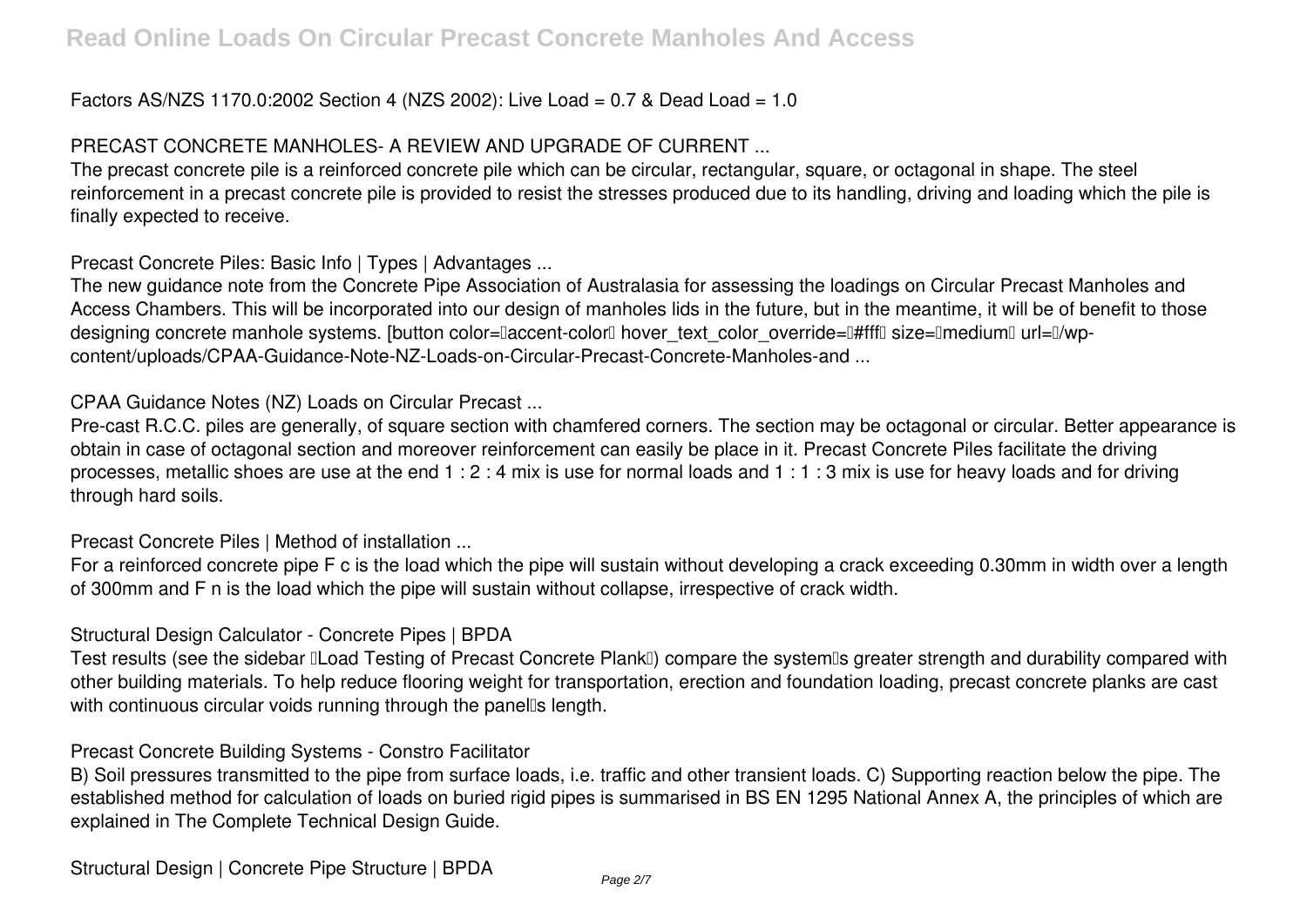Factors AS/NZS 1170.0:2002 Section 4 (NZS 2002): Live Load = 0.7 & Dead Load = 1.0

**PRECAST CONCRETE MANHOLES- A REVIEW AND UPGRADE OF CURRENT ...**

The precast concrete pile is a reinforced concrete pile which can be circular, rectangular, square, or octagonal in shape. The steel reinforcement in a precast concrete pile is provided to resist the stresses produced due to its handling, driving and loading which the pile is finally expected to receive.

**Precast Concrete Piles: Basic Info | Types | Advantages ...**

The new guidance note from the Concrete Pipe Association of Australasia for assessing the loadings on Circular Precast Manholes and Access Chambers. This will be incorporated into our design of manholes lids in the future, but in the meantime, it will be of benefit to those designing concrete manhole systems. [button color=″accent-color″ hover_text_color_override=″#fff″ size=″medium″ url=″/wp-content/uploads/CPAA-Guidance-Note-NZ-Loads-on-Circular-Precast-Concrete-Manholes-and ...

**CPAA Guidance Notes (NZ) Loads on Circular Precast ...**

Pre-cast R.C.C. piles are generally, of square section with chamfered corners. The section may be octagonal or circular. Better appearance is obtain in case of octagonal section and moreover reinforcement can easily be place in it. Precast Concrete Piles facilitate the driving processes, metallic shoes are use at the end 1 : 2 : 4 mix is use for normal loads and 1 : 1 : 3 mix is use for heavy loads and for driving through hard soils.

**Precast Concrete Piles | Method of installation ...**

For a reinforced concrete pipe F c is the load which the pipe will sustain without developing a crack exceeding 0.30mm in width over a length of 300mm and F n is the load which the pipe will sustain without collapse, irrespective of crack width.

**Structural Design Calculator - Concrete Pipes | BPDA**

Test results (see the sidebar "Load Testing of Precast Concrete Plank") compare the system's greater strength and durability compared with other building materials. To help reduce flooring weight for transportation, erection and foundation loading, precast concrete planks are cast with continuous circular voids running through the panel's length.

**Precast Concrete Building Systems - Constro Facilitator**

B) Soil pressures transmitted to the pipe from surface loads, i.e. traffic and other transient loads. C) Supporting reaction below the pipe. The established method for calculation of loads on buried rigid pipes is summarised in BS EN 1295 National Annex A, the principles of which are explained in The Complete Technical Design Guide.

**Structural Design | Concrete Pipe Structure | BPDA**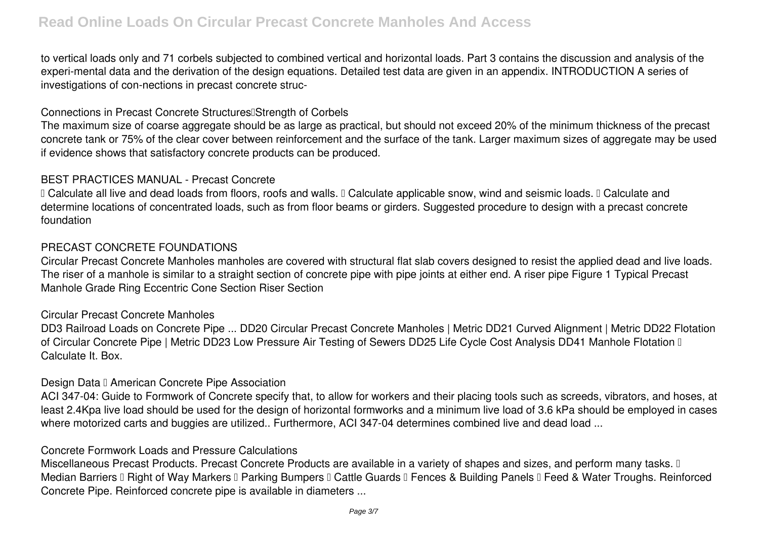to vertical loads only and 71 corbels subjected to combined vertical and horizontal loads. Part 3 contains the discussion and analysis of the experi-mental data and the derivation of the design equations. Detailed test data are given in an appendix. INTRODUCTION A series of investigations of con-nections in precast concrete struc-

### Connections in Precast Concrete Structures—Strength of Corbels

The maximum size of coarse aggregate should be as large as practical, but should not exceed 20% of the minimum thickness of the precast concrete tank or 75% of the clear cover between reinforcement and the surface of the tank. Larger maximum sizes of aggregate may be used if evidence shows that satisfactory concrete products can be produced.

### BEST PRACTICES MANUAL - Precast Concrete

• Calculate all live and dead loads from floors, roofs and walls. • Calculate applicable snow, wind and seismic loads. • Calculate and determine locations of concentrated loads, such as from floor beams or girders. Suggested procedure to design with a precast concrete foundation

### PRECAST CONCRETE FOUNDATIONS

Circular Precast Concrete Manholes manholes are covered with structural flat slab covers designed to resist the applied dead and live loads. The riser of a manhole is similar to a straight section of concrete pipe with pipe joints at either end. A riser pipe Figure 1 Typical Precast Manhole Grade Ring Eccentric Cone Section Riser Section

### Circular Precast Concrete Manholes

DD3 Railroad Loads on Concrete Pipe ... DD20 Circular Precast Concrete Manholes | Metric DD21 Curved Alignment | Metric DD22 Flotation of Circular Concrete Pipe | Metric DD23 Low Pressure Air Testing of Sewers DD25 Life Cycle Cost Analysis DD41 Manhole Flotation – Calculate It. Box.

### Design Data – American Concrete Pipe Association

ACI 347-04: Guide to Formwork of Concrete specify that, to allow for workers and their placing tools such as screeds, vibrators, and hoses, at least 2.4Kpa live load should be used for the design of horizontal formworks and a minimum live load of 3.6 kPa should be employed in cases where motorized carts and buggies are utilized.. Furthermore, ACI 347-04 determines combined live and dead load ...

### Concrete Formwork Loads and Pressure Calculations

Miscellaneous Precast Products. Precast Concrete Products are available in a variety of shapes and sizes, and perform many tasks. • Median Barriers • Right of Way Markers • Parking Bumpers • Cattle Guards • Fences & Building Panels • Feed & Water Troughs. Reinforced Concrete Pipe. Reinforced concrete pipe is available in diameters ...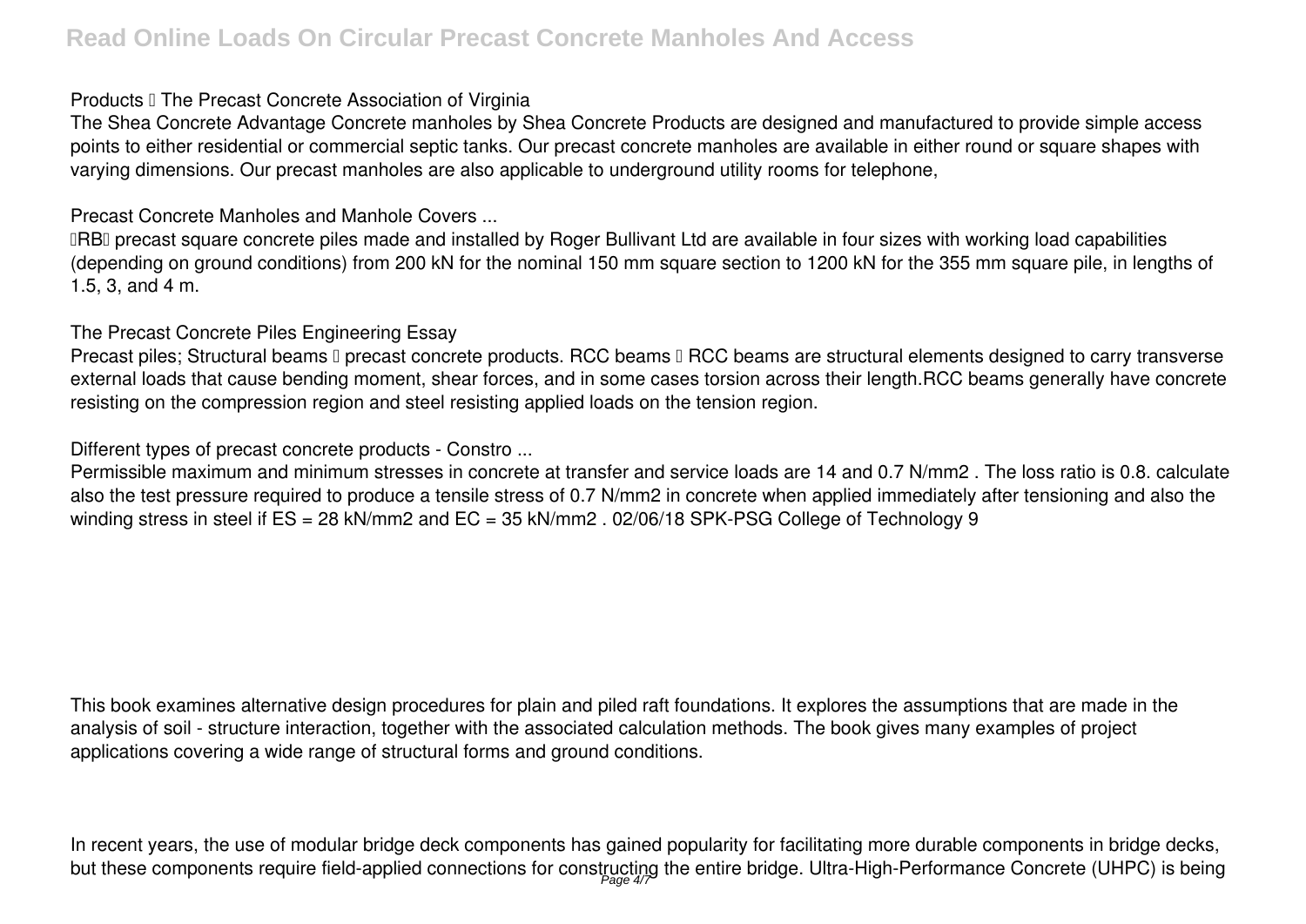Products – The Precast Concrete Association of Virginia

The Shea Concrete Advantage Concrete manholes by Shea Concrete Products are designed and manufactured to provide simple access points to either residential or commercial septic tanks. Our precast concrete manholes are available in either round or square shapes with varying dimensions. Our precast manholes are also applicable to underground utility rooms for telephone,

Precast Concrete Manholes and Manhole Covers ...

'RB' precast square concrete piles made and installed by Roger Bullivant Ltd are available in four sizes with working load capabilities (depending on ground conditions) from 200 kN for the nominal 150 mm square section to 1200 kN for the 355 mm square pile, in lengths of 1.5, 3, and 4 m.

The Precast Concrete Piles Engineering Essay

Precast piles; Structural beams – precast concrete products. RCC beams – RCC beams are structural elements designed to carry transverse external loads that cause bending moment, shear forces, and in some cases torsion across their length.RCC beams generally have concrete resisting on the compression region and steel resisting applied loads on the tension region.

Different types of precast concrete products - Constro ...

Permissible maximum and minimum stresses in concrete at transfer and service loads are 14 and 0.7 N/mm2 . The loss ratio is 0.8. calculate also the test pressure required to produce a tensile stress of 0.7 N/mm2 in concrete when applied immediately after tensioning and also the winding stress in steel if ES = 28 kN/mm2 and EC = 35 kN/mm2 . 02/06/18 SPK-PSG College of Technology 9

This book examines alternative design procedures for plain and piled raft foundations. It explores the assumptions that are made in the analysis of soil - structure interaction, together with the associated calculation methods. The book gives many examples of project applications covering a wide range of structural forms and ground conditions.

In recent years, the use of modular bridge deck components has gained popularity for facilitating more durable components in bridge decks, but these components require field-applied connections for constructing the entire bridge. Ultra-High-Performance Concrete (UHPC) is being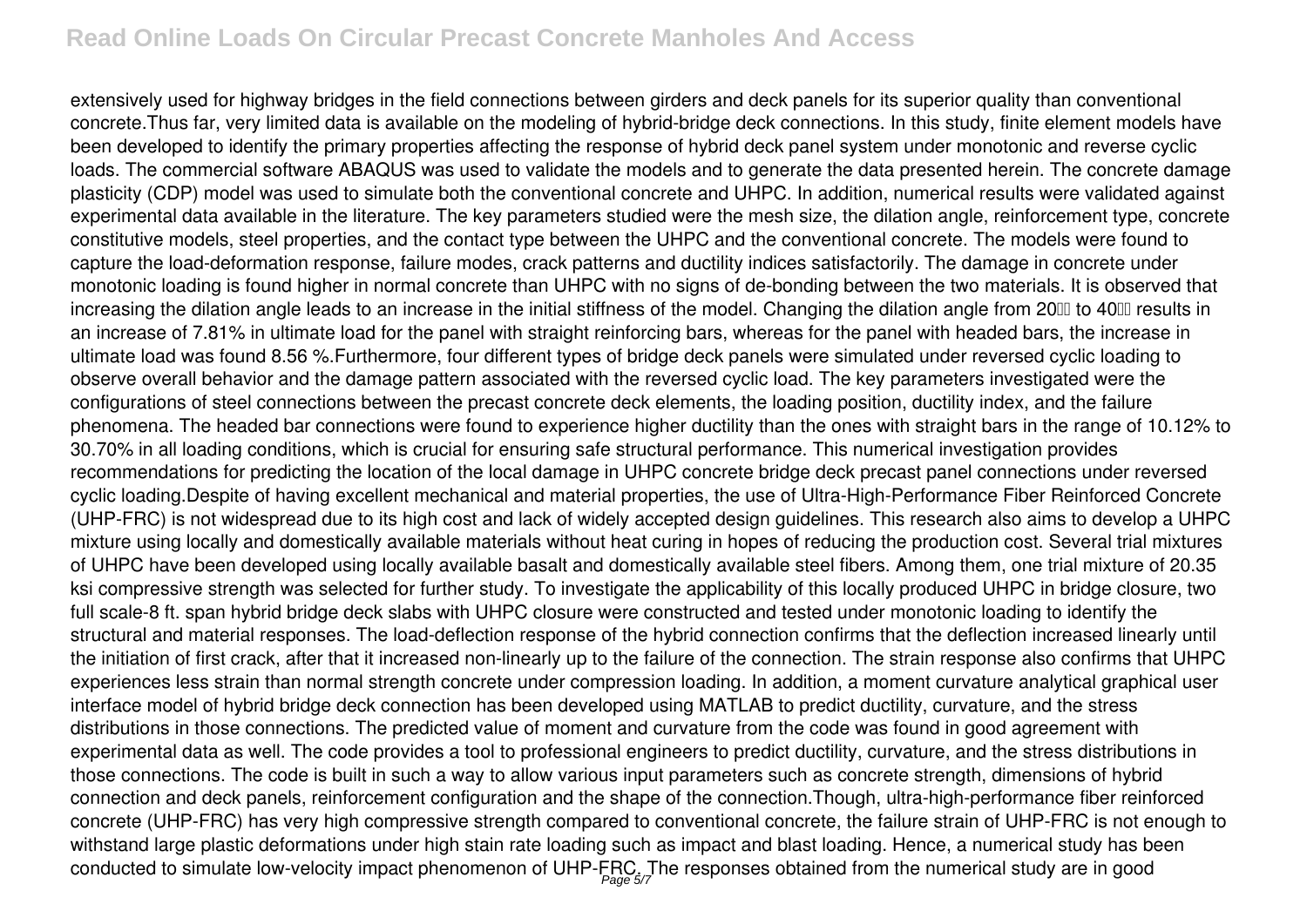extensively used for highway bridges in the field connections between girders and deck panels for its superior quality than conventional concrete.Thus far, very limited data is available on the modeling of hybrid-bridge deck connections. In this study, finite element models have been developed to identify the primary properties affecting the response of hybrid deck panel system under monotonic and reverse cyclic loads. The commercial software ABAQUS was used to validate the models and to generate the data presented herein. The concrete damage plasticity (CDP) model was used to simulate both the conventional concrete and UHPC. In addition, numerical results were validated against experimental data available in the literature. The key parameters studied were the mesh size, the dilation angle, reinforcement type, concrete constitutive models, steel properties, and the contact type between the UHPC and the conventional concrete. The models were found to capture the load-deformation response, failure modes, crack patterns and ductility indices satisfactorily. The damage in concrete under monotonic loading is found higher in normal concrete than UHPC with no signs of de-bonding between the two materials. It is observed that increasing the dilation angle leads to an increase in the initial stiffness of the model. Changing the dilation angle from 20 to 40 results in an increase of 7.81% in ultimate load for the panel with straight reinforcing bars, whereas for the panel with headed bars, the increase in ultimate load was found 8.56 %.Furthermore, four different types of bridge deck panels were simulated under reversed cyclic loading to observe overall behavior and the damage pattern associated with the reversed cyclic load. The key parameters investigated were the configurations of steel connections between the precast concrete deck elements, the loading position, ductility index, and the failure phenomena. The headed bar connections were found to experience higher ductility than the ones with straight bars in the range of 10.12% to 30.70% in all loading conditions, which is crucial for ensuring safe structural performance. This numerical investigation provides recommendations for predicting the location of the local damage in UHPC concrete bridge deck precast panel connections under reversed cyclic loading.Despite of having excellent mechanical and material properties, the use of Ultra-High-Performance Fiber Reinforced Concrete (UHP-FRC) is not widespread due to its high cost and lack of widely accepted design guidelines. This research also aims to develop a UHPC mixture using locally and domestically available materials without heat curing in hopes of reducing the production cost. Several trial mixtures of UHPC have been developed using locally available basalt and domestically available steel fibers. Among them, one trial mixture of 20.35 ksi compressive strength was selected for further study. To investigate the applicability of this locally produced UHPC in bridge closure, two full scale-8 ft. span hybrid bridge deck slabs with UHPC closure were constructed and tested under monotonic loading to identify the structural and material responses. The load-deflection response of the hybrid connection confirms that the deflection increased linearly until the initiation of first crack, after that it increased non-linearly up to the failure of the connection. The strain response also confirms that UHPC experiences less strain than normal strength concrete under compression loading. In addition, a moment curvature analytical graphical user interface model of hybrid bridge deck connection has been developed using MATLAB to predict ductility, curvature, and the stress distributions in those connections. The predicted value of moment and curvature from the code was found in good agreement with experimental data as well. The code provides a tool to professional engineers to predict ductility, curvature, and the stress distributions in those connections. The code is built in such a way to allow various input parameters such as concrete strength, dimensions of hybrid connection and deck panels, reinforcement configuration and the shape of the connection.Though, ultra-high-performance fiber reinforced concrete (UHP-FRC) has very high compressive strength compared to conventional concrete, the failure strain of UHP-FRC is not enough to withstand large plastic deformations under high stain rate loading such as impact and blast loading. Hence, a numerical study has been conducted to simulate low-velocity impact phenomenon of UHP-FRC. The responses obtained from the numerical study are in good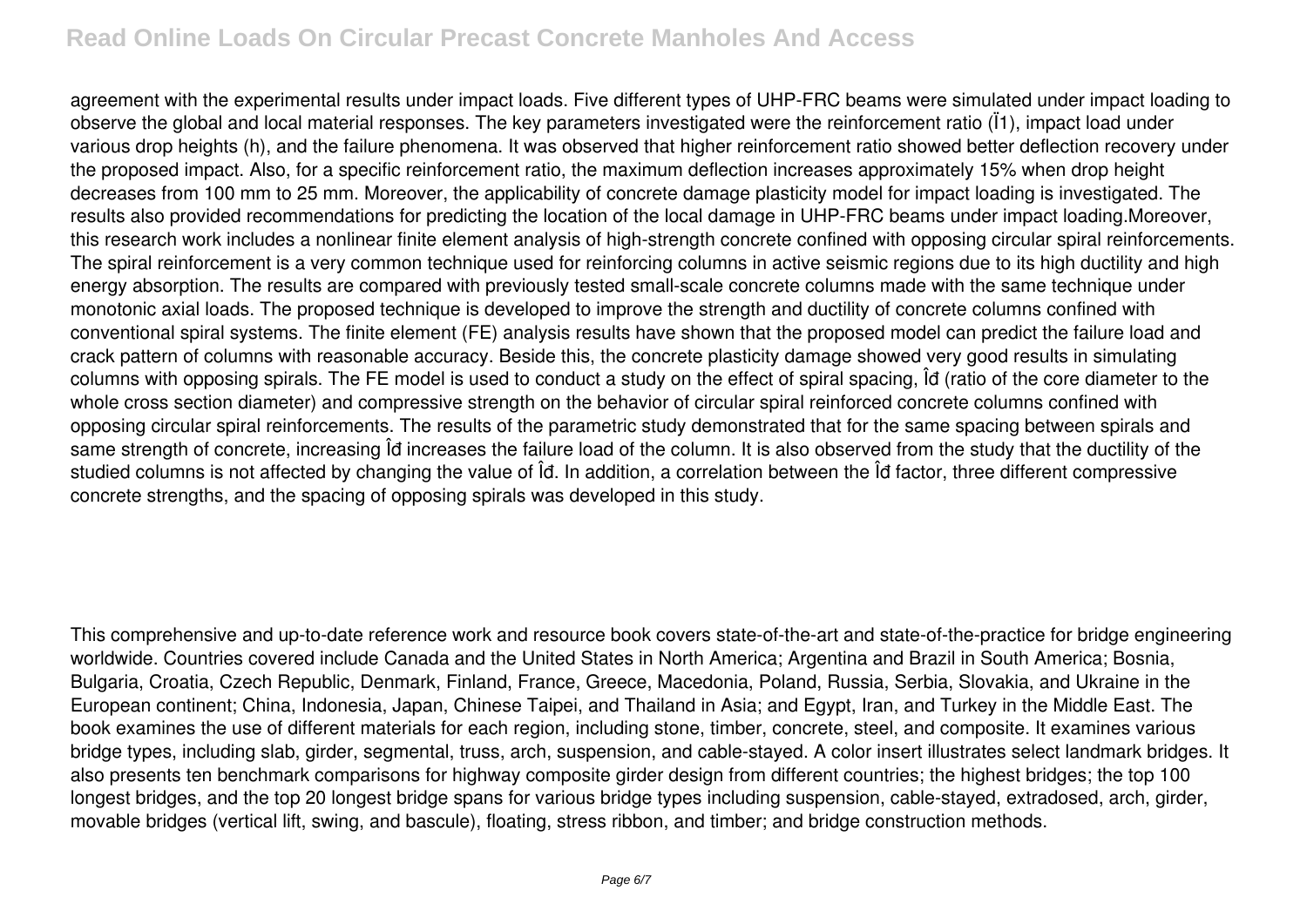agreement with the experimental results under impact loads. Five different types of UHP-FRC beams were simulated under impact loading to observe the global and local material responses. The key parameters investigated were the reinforcement ratio (Ï1), impact load under various drop heights (h), and the failure phenomena. It was observed that higher reinforcement ratio showed better deflection recovery under the proposed impact. Also, for a specific reinforcement ratio, the maximum deflection increases approximately 15% when drop height decreases from 100 mm to 25 mm. Moreover, the applicability of concrete damage plasticity model for impact loading is investigated. The results also provided recommendations for predicting the location of the local damage in UHP-FRC beams under impact loading.Moreover, this research work includes a nonlinear finite element analysis of high-strength concrete confined with opposing circular spiral reinforcements. The spiral reinforcement is a very common technique used for reinforcing columns in active seismic regions due to its high ductility and high energy absorption. The results are compared with previously tested small-scale concrete columns made with the same technique under monotonic axial loads. The proposed technique is developed to improve the strength and ductility of concrete columns confined with conventional spiral systems. The finite element (FE) analysis results have shown that the proposed model can predict the failure load and crack pattern of columns with reasonable accuracy. Beside this, the concrete plasticity damage showed very good results in simulating columns with opposing spirals. The FE model is used to conduct a study on the effect of spiral spacing, Îđ (ratio of the core diameter to the whole cross section diameter) and compressive strength on the behavior of circular spiral reinforced concrete columns confined with opposing circular spiral reinforcements. The results of the parametric study demonstrated that for the same spacing between spirals and same strength of concrete, increasing Îđ increases the failure load of the column. It is also observed from the study that the ductility of the studied columns is not affected by changing the value of Îđ. In addition, a correlation between the Îđ factor, three different compressive concrete strengths, and the spacing of opposing spirals was developed in this study.

This comprehensive and up-to-date reference work and resource book covers state-of-the-art and state-of-the-practice for bridge engineering worldwide. Countries covered include Canada and the United States in North America; Argentina and Brazil in South America; Bosnia, Bulgaria, Croatia, Czech Republic, Denmark, Finland, France, Greece, Macedonia, Poland, Russia, Serbia, Slovakia, and Ukraine in the European continent; China, Indonesia, Japan, Chinese Taipei, and Thailand in Asia; and Egypt, Iran, and Turkey in the Middle East. The book examines the use of different materials for each region, including stone, timber, concrete, steel, and composite. It examines various bridge types, including slab, girder, segmental, truss, arch, suspension, and cable-stayed. A color insert illustrates select landmark bridges. It also presents ten benchmark comparisons for highway composite girder design from different countries; the highest bridges; the top 100 longest bridges, and the top 20 longest bridge spans for various bridge types including suspension, cable-stayed, extradosed, arch, girder, movable bridges (vertical lift, swing, and bascule), floating, stress ribbon, and timber; and bridge construction methods.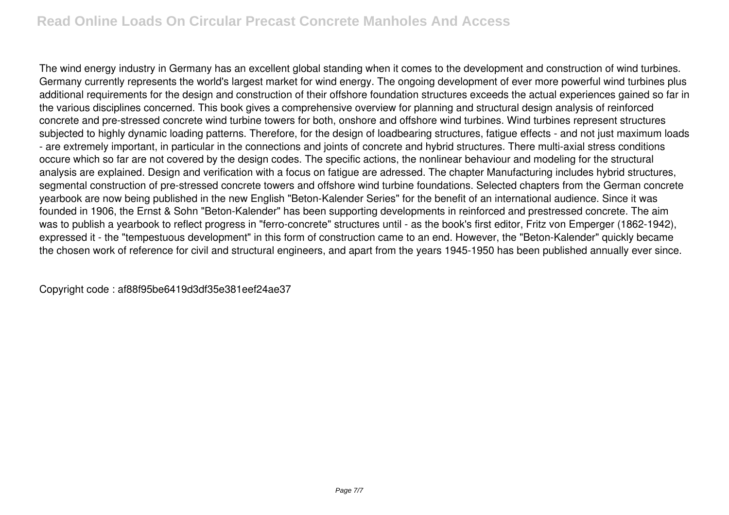The wind energy industry in Germany has an excellent global standing when it comes to the development and construction of wind turbines. Germany currently represents the world's largest market for wind energy. The ongoing development of ever more powerful wind turbines plus additional requirements for the design and construction of their offshore foundation structures exceeds the actual experiences gained so far in the various disciplines concerned. This book gives a comprehensive overview for planning and structural design analysis of reinforced concrete and pre-stressed concrete wind turbine towers for both, onshore and offshore wind turbines. Wind turbines represent structures subjected to highly dynamic loading patterns. Therefore, for the design of loadbearing structures, fatigue effects - and not just maximum loads - are extremely important, in particular in the connections and joints of concrete and hybrid structures. There multi-axial stress conditions occure which so far are not covered by the design codes. The specific actions, the nonlinear behaviour and modeling for the structural analysis are explained. Design and verification with a focus on fatigue are adressed. The chapter Manufacturing includes hybrid structures, segmental construction of pre-stressed concrete towers and offshore wind turbine foundations. Selected chapters from the German concrete yearbook are now being published in the new English "Beton-Kalender Series" for the benefit of an international audience. Since it was founded in 1906, the Ernst & Sohn "Beton-Kalender" has been supporting developments in reinforced and prestressed concrete. The aim was to publish a yearbook to reflect progress in "ferro-concrete" structures until - as the book's first editor, Fritz von Emperger (1862-1942), expressed it - the "tempestuous development" in this form of construction came to an end. However, the "Beton-Kalender" quickly became the chosen work of reference for civil and structural engineers, and apart from the years 1945-1950 has been published annually ever since.

Copyright code : af88f95be6419d3df35e381eef24ae37